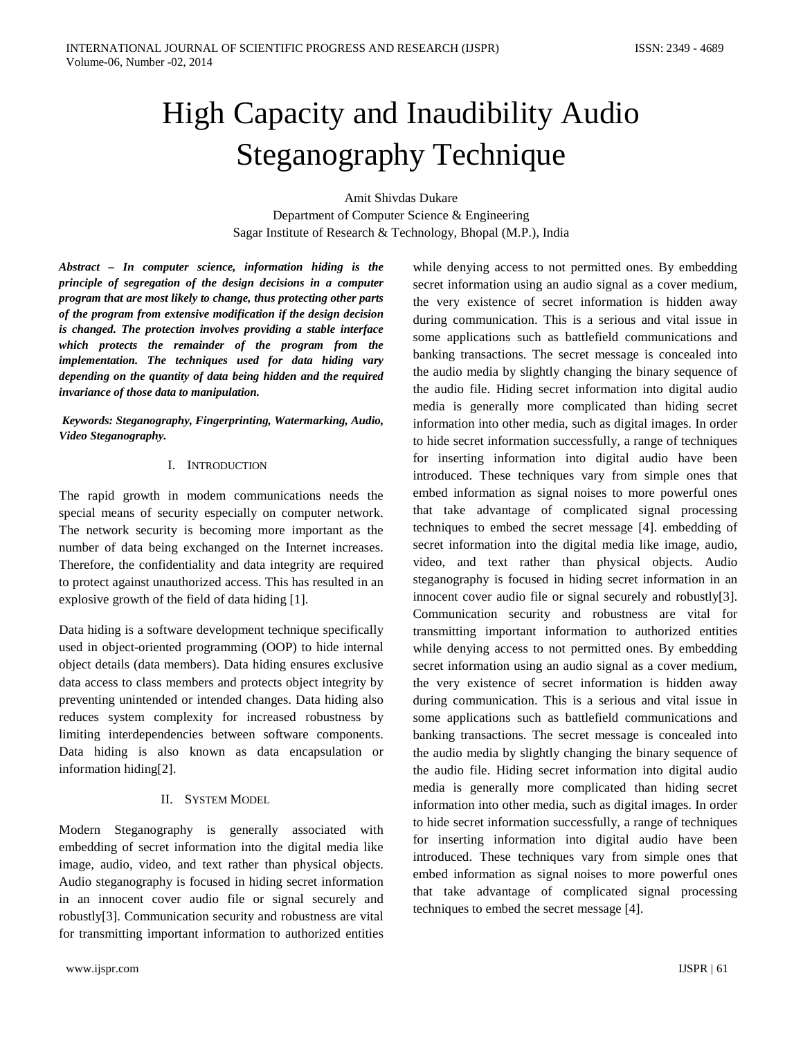# High Capacity and Inaudibility Audio Steganography Technique

Amit Shivdas Dukare

Department of Computer Science & Engineering

Sagar Institute of Research & Technology, Bhopal (M.P.), India

***Abstract – In computer science, information hiding is the principle of segregation of the design decisions in a computer program that are most likely to change, thus protecting other parts of the program from extensive modification if the design decision is changed. The protection involves providing a stable interface which protects the remainder of the program from the implementation. The techniques used for data hiding vary depending on the quantity of data being hidden and the required invariance of those data to manipulation.***

***Keywords: Steganography, Fingerprinting, Watermarking, Audio, Video Steganography.***

## I. Introduction

The rapid growth in modem communications needs the special means of security especially on computer network. The network security is becoming more important as the number of data being exchanged on the Internet increases. Therefore, the confidentiality and data integrity are required to protect against unauthorized access. This has resulted in an explosive growth of the field of data hiding [1].

Data hiding is a software development technique specifically used in object-oriented programming (OOP) to hide internal object details (data members). Data hiding ensures exclusive data access to class members and protects object integrity by preventing unintended or intended changes. Data hiding also reduces system complexity for increased robustness by limiting interdependencies between software components. Data hiding is also known as data encapsulation or information hiding[2].

## II. System Model

Modern Steganography is generally associated with embedding of secret information into the digital media like image, audio, video, and text rather than physical objects. Audio steganography is focused in hiding secret information in an innocent cover audio file or signal securely and robustly[3]. Communication security and robustness are vital for transmitting important information to authorized entities while denying access to not permitted ones. By embedding secret information using an audio signal as a cover medium, the very existence of secret information is hidden away during communication. This is a serious and vital issue in some applications such as battlefield communications and banking transactions. The secret message is concealed into the audio media by slightly changing the binary sequence of the audio file. Hiding secret information into digital audio media is generally more complicated than hiding secret information into other media, such as digital images. In order to hide secret information successfully, a range of techniques for inserting information into digital audio have been introduced. These techniques vary from simple ones that embed information as signal noises to more powerful ones that take advantage of complicated signal processing techniques to embed the secret message [4]. embedding of secret information into the digital media like image, audio, video, and text rather than physical objects. Audio steganography is focused in hiding secret information in an innocent cover audio file or signal securely and robustly[3]. Communication security and robustness are vital for transmitting important information to authorized entities while denying access to not permitted ones. By embedding secret information using an audio signal as a cover medium, the very existence of secret information is hidden away during communication. This is a serious and vital issue in some applications such as battlefield communications and banking transactions. The secret message is concealed into the audio media by slightly changing the binary sequence of the audio file. Hiding secret information into digital audio media is generally more complicated than hiding secret information into other media, such as digital images. In order to hide secret information successfully, a range of techniques for inserting information into digital audio have been introduced. These techniques vary from simple ones that embed information as signal noises to more powerful ones that take advantage of complicated signal processing techniques to embed the secret message [4].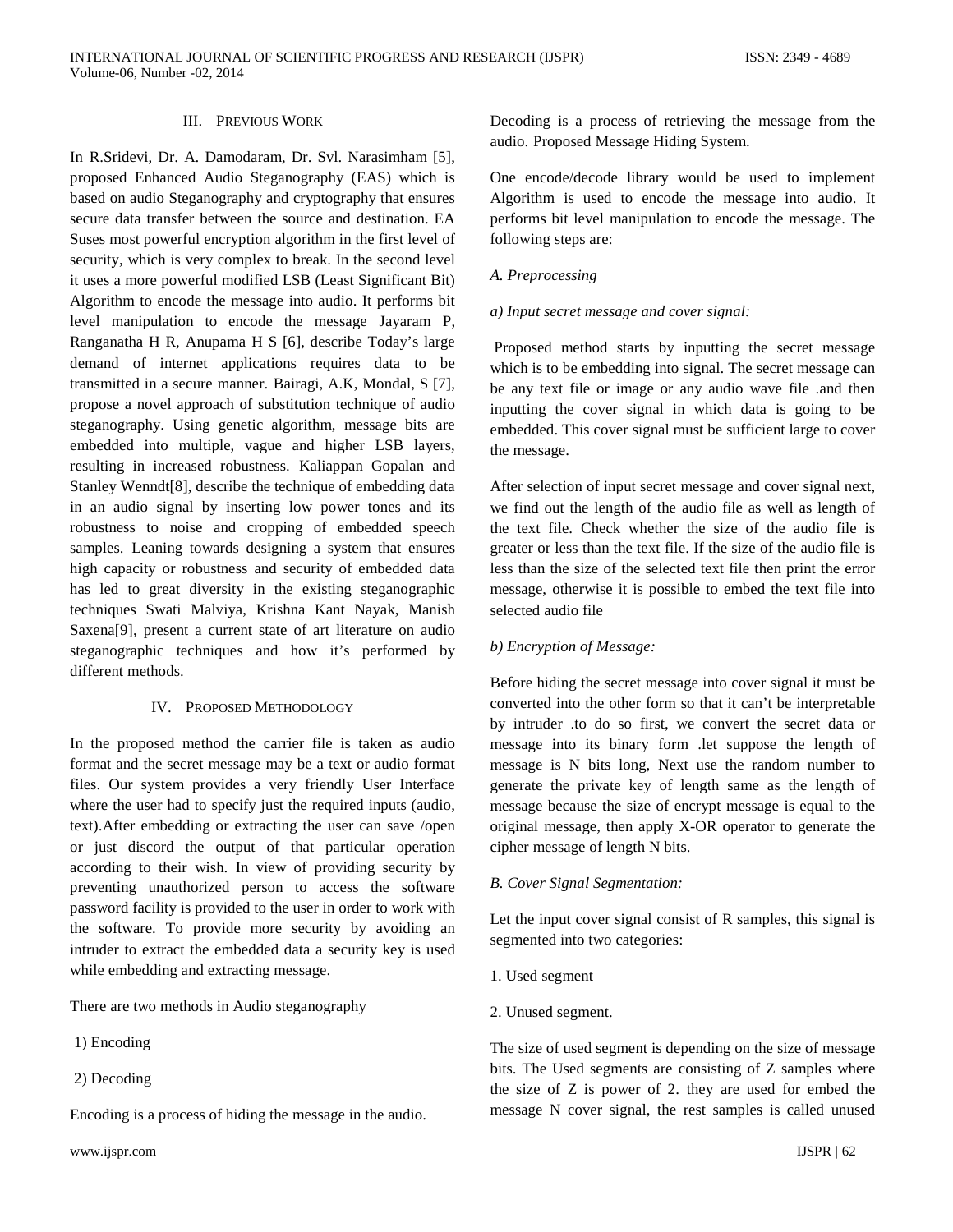## III. PREVIOUS WORK

In R.Sridevi, Dr. A. Damodaram, Dr. Svl. Narasimham [5], proposed Enhanced Audio Steganography (EAS) which is based on audio Steganography and cryptography that ensures secure data transfer between the source and destination. EA Suses most powerful encryption algorithm in the first level of security, which is very complex to break. In the second level it uses a more powerful modified LSB (Least Significant Bit) Algorithm to encode the message into audio. It performs bit level manipulation to encode the message Jayaram P, Ranganatha H R, Anupama H S [6], describe Today's large demand of internet applications requires data to be transmitted in a secure manner. Bairagi, A.K, Mondal, S [7], propose a novel approach of substitution technique of audio steganography. Using genetic algorithm, message bits are embedded into multiple, vague and higher LSB layers, resulting in increased robustness. Kaliappan Gopalan and Stanley Wenndt[8], describe the technique of embedding data in an audio signal by inserting low power tones and its robustness to noise and cropping of embedded speech samples. Leaning towards designing a system that ensures high capacity or robustness and security of embedded data has led to great diversity in the existing steganographic techniques Swati Malviya, Krishna Kant Nayak, Manish Saxena[9], present a current state of art literature on audio steganographic techniques and how it's performed by different methods.

## IV. PROPOSED METHODOLOGY

In the proposed method the carrier file is taken as audio format and the secret message may be a text or audio format files. Our system provides a very friendly User Interface where the user had to specify just the required inputs (audio, text).After embedding or extracting the user can save /open or just discord the output of that particular operation according to their wish. In view of providing security by preventing unauthorized person to access the software password facility is provided to the user in order to work with the software. To provide more security by avoiding an intruder to extract the embedded data a security key is used while embedding and extracting message.

There are two methods in Audio steganography

1) Encoding

2) Decoding

Encoding is a process of hiding the message in the audio.

Decoding is a process of retrieving the message from the audio. Proposed Message Hiding System.

One encode/decode library would be used to implement Algorithm is used to encode the message into audio. It performs bit level manipulation to encode the message. The following steps are:

*A. Preprocessing*

*a) Input secret message and cover signal:*

Proposed method starts by inputting the secret message which is to be embedding into signal. The secret message can be any text file or image or any audio wave file .and then inputting the cover signal in which data is going to be embedded. This cover signal must be sufficient large to cover the message.

After selection of input secret message and cover signal next, we find out the length of the audio file as well as length of the text file. Check whether the size of the audio file is greater or less than the text file. If the size of the audio file is less than the size of the selected text file then print the error message, otherwise it is possible to embed the text file into selected audio file

*b) Encryption of Message:*

Before hiding the secret message into cover signal it must be converted into the other form so that it can't be interpretable by intruder .to do so first, we convert the secret data or message into its binary form .let suppose the length of message is N bits long, Next use the random number to generate the private key of length same as the length of message because the size of encrypt message is equal to the original message, then apply X-OR operator to generate the cipher message of length N bits.

*B. Cover Signal Segmentation:*

Let the input cover signal consist of R samples, this signal is segmented into two categories:

1. Used segment

2. Unused segment.

The size of used segment is depending on the size of message bits. The Used segments are consisting of Z samples where the size of Z is power of 2. they are used for embed the message N cover signal, the rest samples is called unused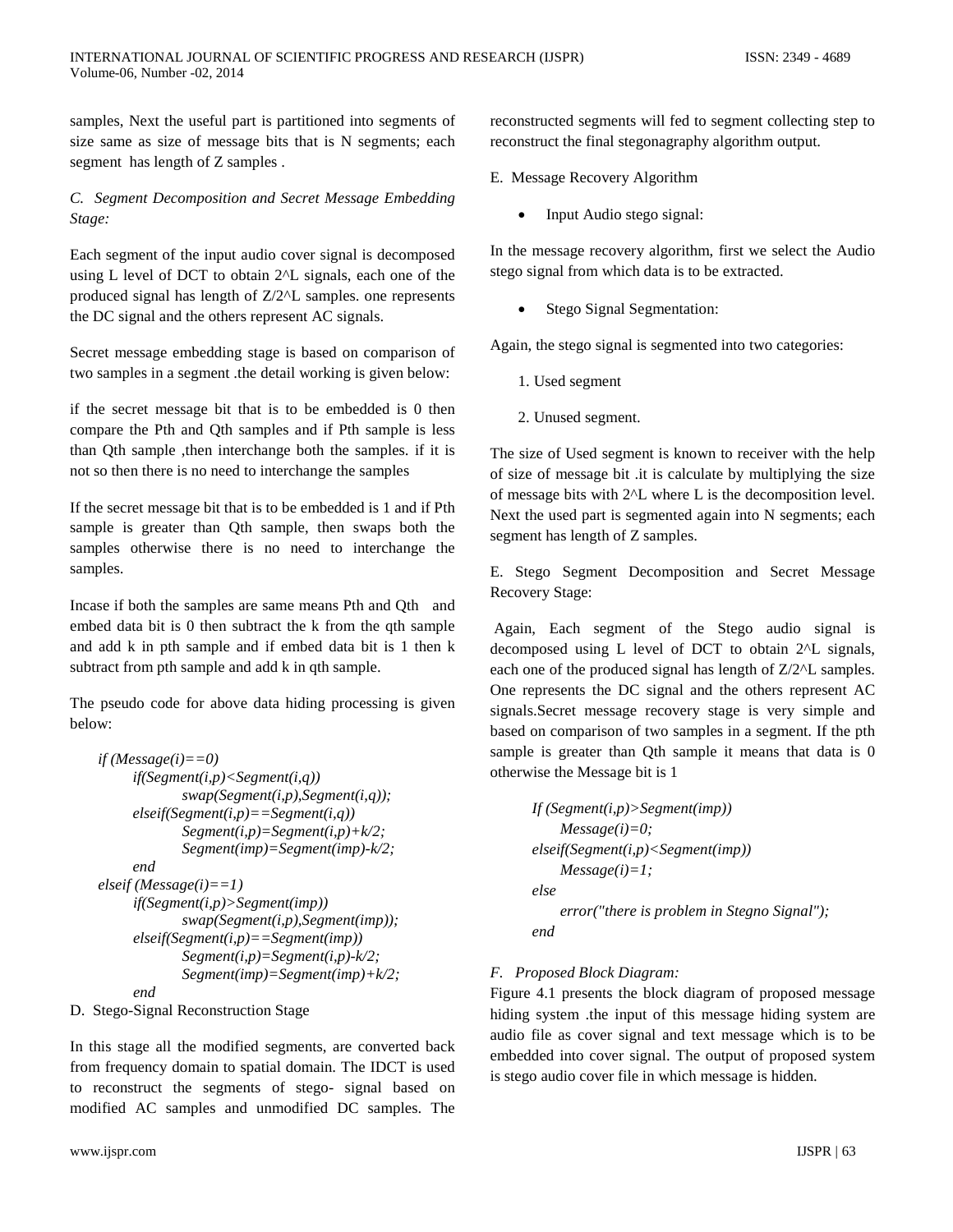samples, Next the useful part is partitioned into segments of size same as size of message bits that is N segments; each segment has length of Z samples .

### *C. Segment Decomposition and Secret Message Embedding Stage:*

Each segment of the input audio cover signal is decomposed using L level of DCT to obtain 2^L signals, each one of the produced signal has length of Z/2^L samples. one represents the DC signal and the others represent AC signals.

Secret message embedding stage is based on comparison of two samples in a segment .the detail working is given below:

if the secret message bit that is to be embedded is 0 then compare the Pth and Qth samples and if Pth sample is less than Qth sample ,then interchange both the samples. if it is not so then there is no need to interchange the samples

If the secret message bit that is to be embedded is 1 and if Pth sample is greater than Qth sample, then swaps both the samples otherwise there is no need to interchange the samples.

Incase if both the samples are same means Pth and Qth and embed data bit is 0 then subtract the k from the qth sample and add k in pth sample and if embed data bit is 1 then k subtract from pth sample and add k in qth sample.

The pseudo code for above data hiding processing is given below:

```
if (Message(i)==0)
    if(Segment(i,p)<Segment(i,q))
        swap(Segment(i,p),Segment(i,q));
    elseif(Segment(i,p)==Segment(i,q))
        Segment(i,p)=Segment(i,p)+k/2;
        Segment(imp)=Segment(imp)-k/2;
    end
elseif (Message(i)==1)
    if(Segment(i,p)>Segment(imp))
        swap(Segment(i,p),Segment(imp));
    elseif(Segment(i,p)==Segment(imp))
        Segment(i,p)=Segment(i,p)-k/2;
        Segment(imp)=Segment(imp)+k/2;
    end
```

### D. Stego-Signal Reconstruction Stage

In this stage all the modified segments, are converted back from frequency domain to spatial domain. The IDCT is used to reconstruct the segments of stego- signal based on modified AC samples and unmodified DC samples. The reconstructed segments will fed to segment collecting step to reconstruct the final stegonagraphy algorithm output.

### E. Message Recovery Algorithm

- Input Audio stego signal:

In the message recovery algorithm, first we select the Audio stego signal from which data is to be extracted.

- Stego Signal Segmentation:

Again, the stego signal is segmented into two categories:

1. Used segment
2. Unused segment.

The size of Used segment is known to receiver with the help of size of message bit .it is calculate by multiplying the size of message bits with 2^L where L is the decomposition level. Next the used part is segmented again into N segments; each segment has length of Z samples.

### E. Stego Segment Decomposition and Secret Message Recovery Stage:

Again, Each segment of the Stego audio signal is decomposed using L level of DCT to obtain 2^L signals, each one of the produced signal has length of Z/2^L samples. One represents the DC signal and the others represent AC signals.Secret message recovery stage is very simple and based on comparison of two samples in a segment. If the pth sample is greater than Qth sample it means that data is 0 otherwise the Message bit is 1

```
If (Segment(i,p)>Segment(imp))
    Message(i)=0;
elseif(Segment(i,p)<Segment(imp))
    Message(i)=1;
else
    error("there is problem in Stegno Signal");
end
```

### *F. Proposed Block Diagram:*

Figure 4.1 presents the block diagram of proposed message hiding system .the input of this message hiding system are audio file as cover signal and text message which is to be embedded into cover signal. The output of proposed system is stego audio cover file in which message is hidden.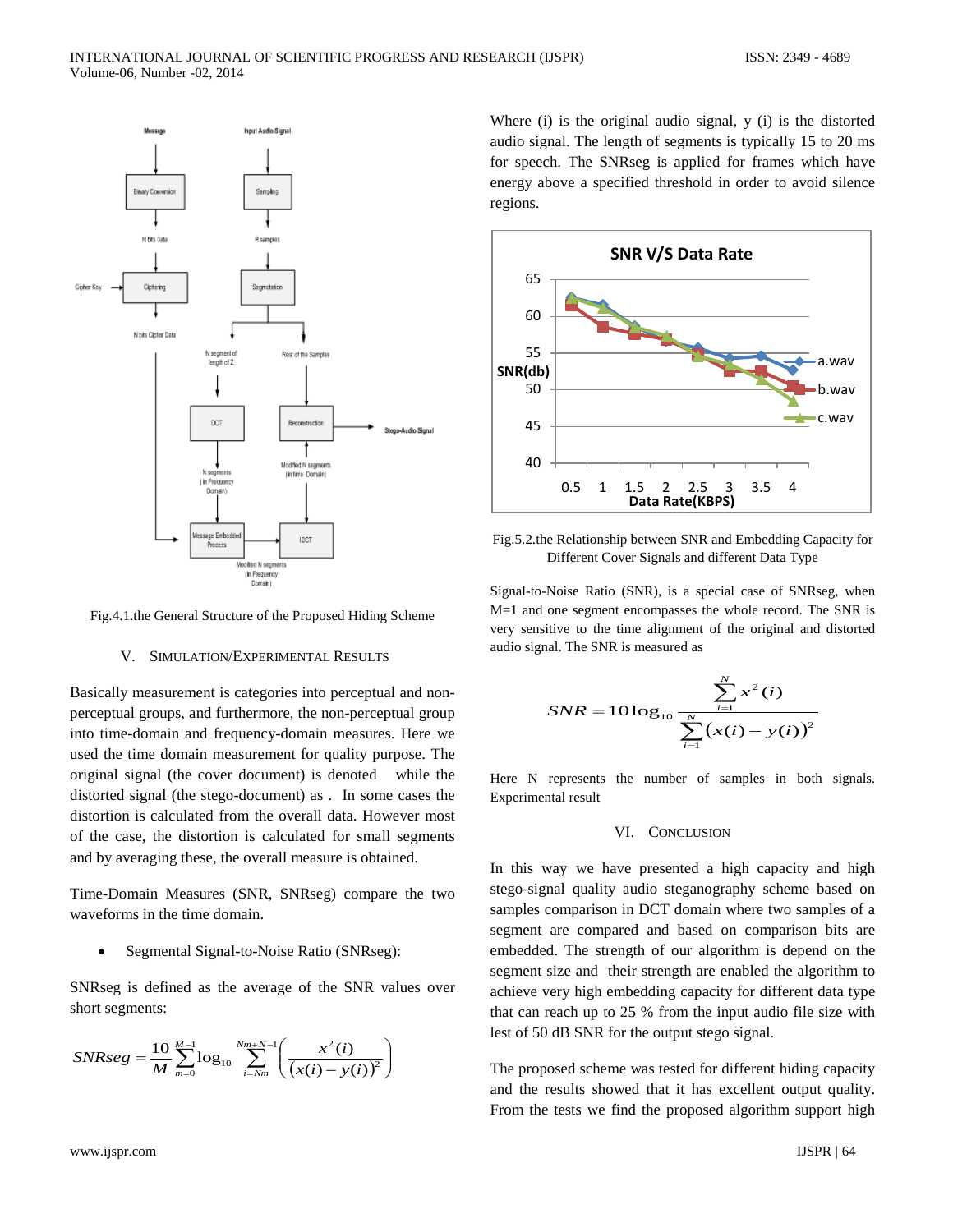Fig.4.1.the General Structure of the Proposed Hiding Scheme

## V. SIMULATION/EXPERIMENTAL RESULTS

Basically measurement is categories into perceptual and non-perceptual groups, and furthermore, the non-perceptual group into time-domain and frequency-domain measures. Here we used the time domain measurement for quality purpose. The original signal (the cover document) is denoted while the distorted signal (the stego-document) as . In some cases the distortion is calculated from the overall data. However most of the case, the distortion is calculated for small segments and by averaging these, the overall measure is obtained.

Time-Domain Measures (SNR, SNRseg) compare the two waveforms in the time domain.

- Segmental Signal-to-Noise Ratio (SNRseg):

SNRseg is defined as the average of the SNR values over short segments:

$$SNRseg = \frac{10}{M}\sum_{m=0}^{M-1}\log_{10}\sum_{i=Nm}^{Nm+N-1}\left(\frac{x^2(i)}{(x(i)-y(i))^2}\right)$$

Where (i) is the original audio signal, y (i) is the distorted audio signal. The length of segments is typically 15 to 20 ms for speech. The SNRseg is applied for frames which have energy above a specified threshold in order to avoid silence regions.

Fig.5.2.the Relationship between SNR and Embedding Capacity for Different Cover Signals and different Data Type

Signal-to-Noise Ratio (SNR), is a special case of SNRseg, when M=1 and one segment encompasses the whole record. The SNR is very sensitive to the time alignment of the original and distorted audio signal. The SNR is measured as

$$SNR = 10\log_{10}\frac{\sum_{i=1}^{N}x^2(i)}{\sum_{i=1}^{N}(x(i)-y(i))^2}$$

Here N represents the number of samples in both signals. Experimental result

## VI. CONCLUSION

In this way we have presented a high capacity and high stego-signal quality audio steganography scheme based on samples comparison in DCT domain where two samples of a segment are compared and based on comparison bits are embedded. The strength of our algorithm is depend on the segment size and their strength are enabled the algorithm to achieve very high embedding capacity for different data type that can reach up to 25 % from the input audio file size with lest of 50 dB SNR for the output stego signal.

The proposed scheme was tested for different hiding capacity and the results showed that it has excellent output quality. From the tests we find the proposed algorithm support high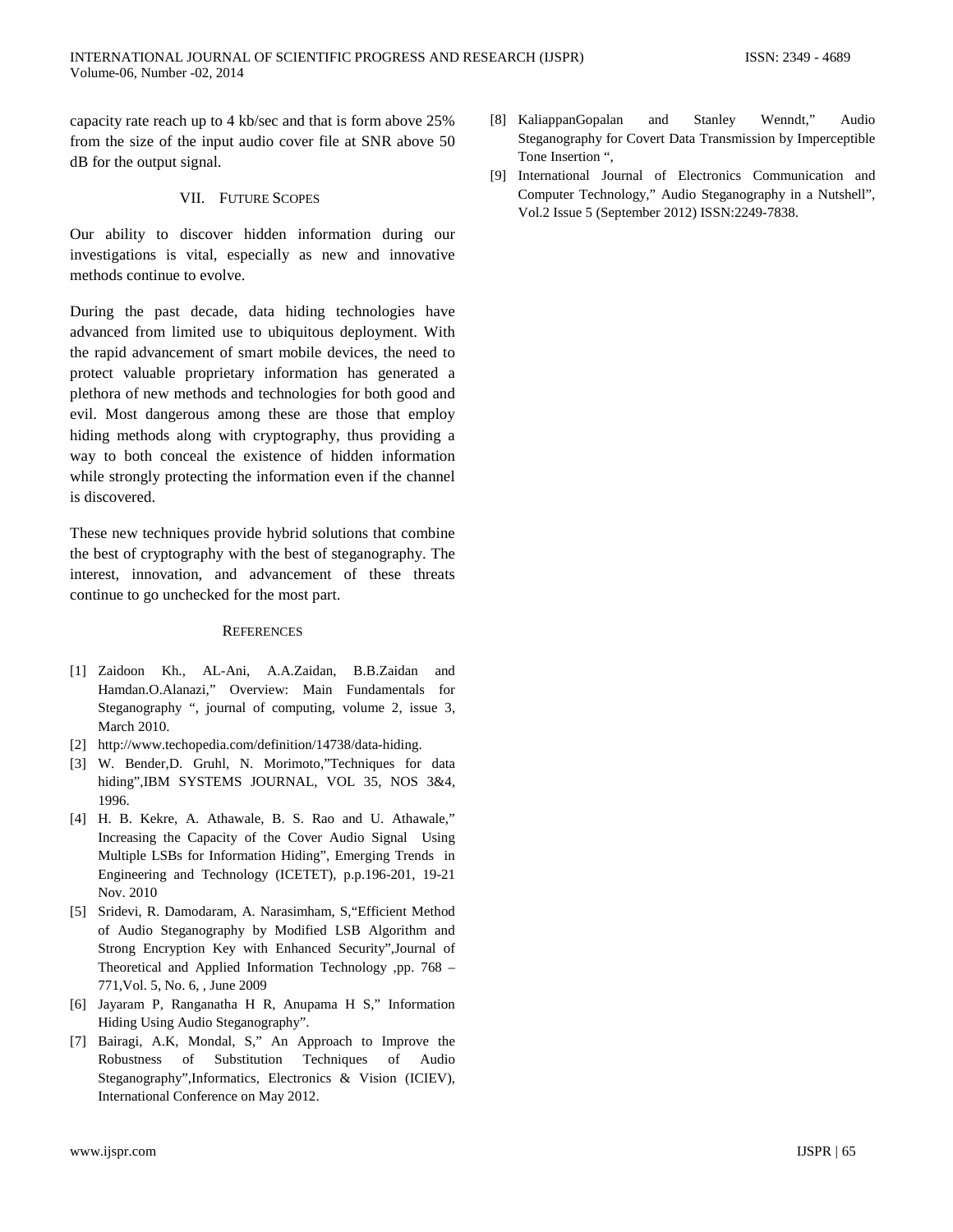capacity rate reach up to 4 kb/sec and that is form above 25% from the size of the input audio cover file at SNR above 50 dB for the output signal.

## VII. Future Scopes

Our ability to discover hidden information during our investigations is vital, especially as new and innovative methods continue to evolve.

During the past decade, data hiding technologies have advanced from limited use to ubiquitous deployment. With the rapid advancement of smart mobile devices, the need to protect valuable proprietary information has generated a plethora of new methods and technologies for both good and evil. Most dangerous among these are those that employ hiding methods along with cryptography, thus providing a way to both conceal the existence of hidden information while strongly protecting the information even if the channel is discovered.

These new techniques provide hybrid solutions that combine the best of cryptography with the best of steganography. The interest, innovation, and advancement of these threats continue to go unchecked for the most part.

## References

[1] Zaidoon Kh., AL-Ani, A.A.Zaidan, B.B.Zaidan and Hamdan.O.Alanazi," Overview: Main Fundamentals for Steganography ", journal of computing, volume 2, issue 3, March 2010.

[2] http://www.techopedia.com/definition/14738/data-hiding.

[3] W. Bender,D. Gruhl, N. Morimoto,"Techniques for data hiding",IBM SYSTEMS JOURNAL, VOL 35, NOS 3&4, 1996.

[4] H. B. Kekre, A. Athawale, B. S. Rao and U. Athawale," Increasing the Capacity of the Cover Audio Signal Using Multiple LSBs for Information Hiding", Emerging Trends in Engineering and Technology (ICETET), p.p.196-201, 19-21 Nov. 2010

[5] Sridevi, R. Damodaram, A. Narasimham, S,"Efficient Method of Audio Steganography by Modified LSB Algorithm and Strong Encryption Key with Enhanced Security",Journal of Theoretical and Applied Information Technology ,pp. 768 – 771,Vol. 5, No. 6, , June 2009

[6] Jayaram P, Ranganatha H R, Anupama H S," Information Hiding Using Audio Steganography".

[7] Bairagi, A.K, Mondal, S," An Approach to Improve the Robustness of Substitution Techniques of Audio Steganography",Informatics, Electronics & Vision (ICIEV), International Conference on May 2012.

[8] KaliappanGopalan and Stanley Wenndt," Audio Steganography for Covert Data Transmission by Imperceptible Tone Insertion ",

[9] International Journal of Electronics Communication and Computer Technology," Audio Steganography in a Nutshell", Vol.2 Issue 5 (September 2012) ISSN:2249-7838.